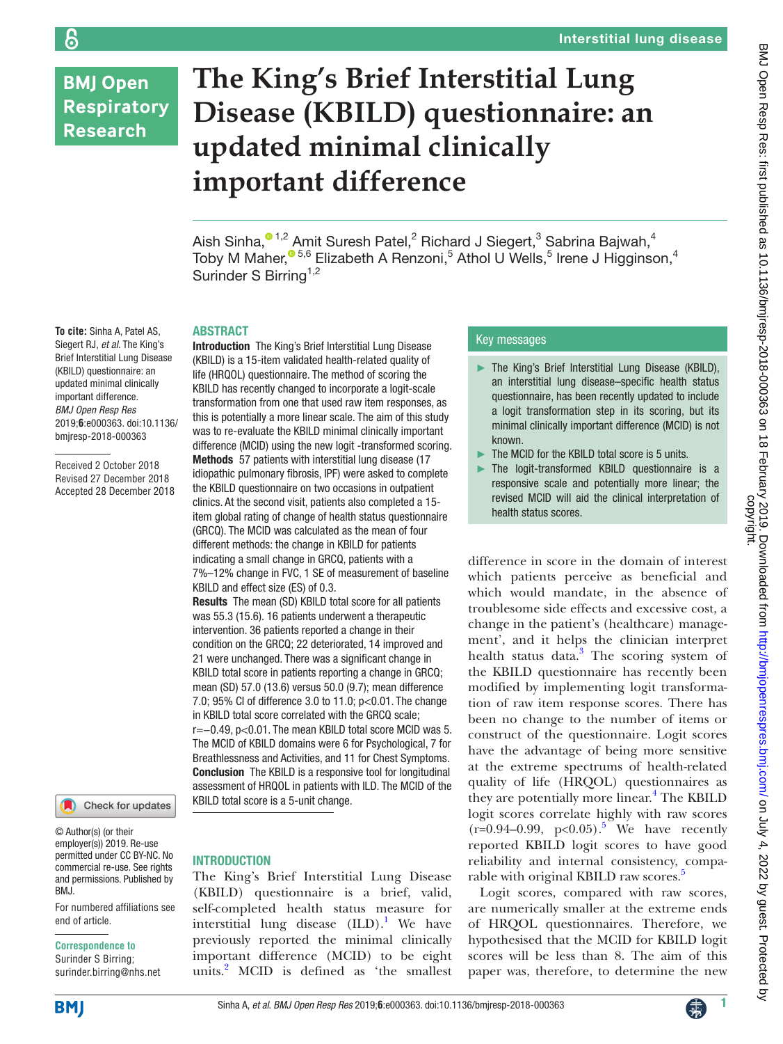# The King's Brief Interstitial Lung Disease (KBILD) questionnaire: an updated minimal clinically important difference

Aish Sinha,[1,2] Amit Suresh Patel,[2] Richard J Siegert,[3] Sabrina Bajwah,[4] Toby M Maher,[5,6] Elizabeth A Renzoni,[5] Athol U Wells,[5] Irene J Higginson,[4] Surinder S Birring[1,2]

**To cite:** Sinha A, Patel AS, Siegert RJ, *et al*. The King's Brief Interstitial Lung Disease (KBILD) questionnaire: an updated minimal clinically important difference. *BMJ Open Resp Res* 2019;**6**:e000363. doi:10.1136/bmjresp-2018-000363

Received 2 October 2018
Revised 27 December 2018
Accepted 28 December 2018

## ABSTRACT

**Introduction** The King's Brief Interstitial Lung Disease (KBILD) is a 15-item validated health-related quality of life (HRQOL) questionnaire. The method of scoring the KBILD has recently changed to incorporate a logit-scale transformation from one that used raw item responses, as this is potentially a more linear scale. The aim of this study was to re-evaluate the KBILD minimal clinically important difference (MCID) using the new logit -transformed scoring.

**Methods** 57 patients with interstitial lung disease (17 idiopathic pulmonary fibrosis, IPF) were asked to complete the KBILD questionnaire on two occasions in outpatient clinics. At the second visit, patients also completed a 15-item global rating of change of health status questionnaire (GRCQ). The MCID was calculated as the mean of four different methods: the change in KBILD for patients indicating a small change in GRCQ, patients with a 7%–12% change in FVC, 1 SE of measurement of baseline KBILD and effect size (ES) of 0.3.

**Results** The mean (SD) KBILD total score for all patients was 55.3 (15.6). 16 patients underwent a therapeutic intervention. 36 patients reported a change in their condition on the GRCQ; 22 deteriorated, 14 improved and 21 were unchanged. There was a significant change in KBILD total score in patients reporting a change in GRCQ; mean (SD) 57.0 (13.6) versus 50.0 (9.7); mean difference 7.0; 95% CI of difference 3.0 to 11.0; p<0.01. The change in KBILD total score correlated with the GRCQ scale; r=−0.49, p<0.01. The mean KBILD total score MCID was 5. The MCID of KBILD domains were 6 for Psychological, 7 for Breathlessness and Activities, and 11 for Chest Symptoms.

**Conclusion** The KBILD is a responsive tool for longitudinal assessment of HRQOL in patients with ILD. The MCID of the KBILD total score is a 5-unit change.

> **Key messages**
>
> - The King's Brief Interstitial Lung Disease (KBILD), an interstitial lung disease–specific health status questionnaire, has been recently updated to include a logit transformation step in its scoring, but its minimal clinically important difference (MCID) is not known.
> - The MCID for the KBILD total score is 5 units.
> - The logit-transformed KBILD questionnaire is a responsive scale and potentially more linear; the revised MCID will aid the clinical interpretation of health status scores.

© Author(s) (or their employer(s)) 2019. Re-use permitted under CC BY-NC. No commercial re-use. See rights and permissions. Published by BMJ.

For numbered affiliations see end of article.

**Correspondence to**
Surinder S Birring;
surinder.birring@nhs.net

## INTRODUCTION

The King's Brief Interstitial Lung Disease (KBILD) questionnaire is a brief, valid, self-completed health status measure for interstitial lung disease (ILD).[1] We have previously reported the minimal clinically important difference (MCID) to be eight units.[2] MCID is defined as 'the smallest difference in score in the domain of interest which patients perceive as beneficial and which would mandate, in the absence of troublesome side effects and excessive cost, a change in the patient's (healthcare) management', and it helps the clinician interpret health status data.[3] The scoring system of the KBILD questionnaire has recently been modified by implementing logit transformation of raw item response scores. There has been no change to the number of items or construct of the questionnaire. Logit scores have the advantage of being more sensitive at the extreme spectrums of health-related quality of life (HRQOL) questionnaires as they are potentially more linear.[4] The KBILD logit scores correlate highly with raw scores (r=0.94–0.99, p<0.05).[5] We have recently reported KBILD logit scores to have good reliability and internal consistency, comparable with original KBILD raw scores.[5]

Logit scores, compared with raw scores, are numerically smaller at the extreme ends of HRQOL questionnaires. Therefore, we hypothesised that the MCID for KBILD logit scores will be less than 8. The aim of this paper was, therefore, to determine the new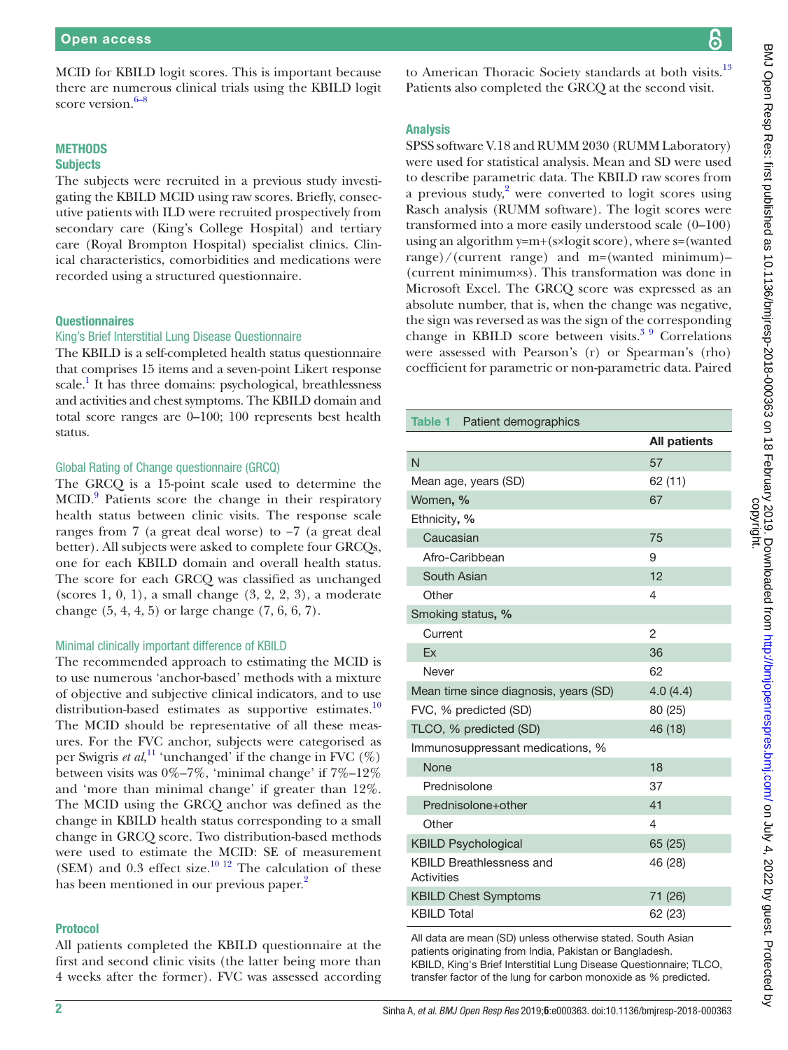MCID for KBILD logit scores. This is important because there are numerous clinical trials using the KBILD logit score version.[6–8]

## METHODS

### Subjects

The subjects were recruited in a previous study investigating the KBILD MCID using raw scores. Briefly, consecutive patients with ILD were recruited prospectively from secondary care (King's College Hospital) and tertiary care (Royal Brompton Hospital) specialist clinics. Clinical characteristics, comorbidities and medications were recorded using a structured questionnaire.

### Questionnaires

#### King's Brief Interstitial Lung Disease Questionnaire

The KBILD is a self-completed health status questionnaire that comprises 15 items and a seven-point Likert response scale.[1] It has three domains: psychological, breathlessness and activities and chest symptoms. The KBILD domain and total score ranges are 0–100; 100 represents best health status.

#### Global Rating of Change questionnaire (GRCQ)

The GRCQ is a 15-point scale used to determine the MCID.[9] Patients score the change in their respiratory health status between clinic visits. The response scale ranges from 7 (a great deal worse) to −7 (a great deal better). All subjects were asked to complete four GRCQs, one for each KBILD domain and overall health status. The score for each GRCQ was classified as unchanged (scores 1, 0, 1), a small change (3, 2, 2, 3), a moderate change (5, 4, 4, 5) or large change (7, 6, 6, 7).

#### Minimal clinically important difference of KBILD

The recommended approach to estimating the MCID is to use numerous 'anchor-based' methods with a mixture of objective and subjective clinical indicators, and to use distribution-based estimates as supportive estimates.[10] The MCID should be representative of all these measures. For the FVC anchor, subjects were categorised as per Swigris *et al*,[11] 'unchanged' if the change in FVC (%) between visits was 0%–7%, 'minimal change' if 7%–12% and 'more than minimal change' if greater than 12%. The MCID using the GRCQ anchor was defined as the change in KBILD health status corresponding to a small change in GRCQ score. Two distribution-based methods were used to estimate the MCID: SE of measurement (SEM) and 0.3 effect size.[10 12] The calculation of these has been mentioned in our previous paper.[2]

### Protocol

All patients completed the KBILD questionnaire at the first and second clinic visits (the latter being more than 4 weeks after the former). FVC was assessed according to American Thoracic Society standards at both visits.[13] Patients also completed the GRCQ at the second visit.

### Analysis

SPSS software V.18 and RUMM 2030 (RUMM Laboratory) were used for statistical analysis. Mean and SD were used to describe parametric data. The KBILD raw scores from a previous study,[2] were converted to logit scores using Rasch analysis (RUMM software). The logit scores were transformed into a more easily understood scale (0–100) using an algorithm y=m+(s×logit score), where s=(wanted range)/(current range) and m=(wanted minimum)−(current minimum×s). This transformation was done in Microsoft Excel. The GRCQ score was expressed as an absolute number, that is, when the change was negative, the sign was reversed as was the sign of the corresponding change in KBILD score between visits.[3 9] Correlations were assessed with Pearson's (r) or Spearman's (rho) coefficient for parametric or non-parametric data. Paired

**Table 1** Patient demographics

| | All patients |
|---|---|
| N | 57 |
| Mean age, years (SD) | 62 (11) |
| Women, % | 67 |
| Ethnicity, % | |
| Caucasian | 75 |
| Afro-Caribbean | 9 |
| South Asian | 12 |
| Other | 4 |
| Smoking status, % | |
| Current | 2 |
| Ex | 36 |
| Never | 62 |
| Mean time since diagnosis, years (SD) | 4.0 (4.4) |
| FVC, % predicted (SD) | 80 (25) |
| TLCO, % predicted (SD) | 46 (18) |
| Immunosuppressant medications, % | |
| None | 18 |
| Prednisolone | 37 |
| Prednisolone+other | 41 |
| Other | 4 |
| KBILD Psychological | 65 (25) |
| KBILD Breathlessness and Activities | 46 (28) |
| KBILD Chest Symptoms | 71 (26) |
| KBILD Total | 62 (23) |

All data are mean (SD) unless otherwise stated. South Asian patients originating from India, Pakistan or Bangladesh.
KBILD, King's Brief Interstitial Lung Disease Questionnaire; TLCO, transfer factor of the lung for carbon monoxide as % predicted.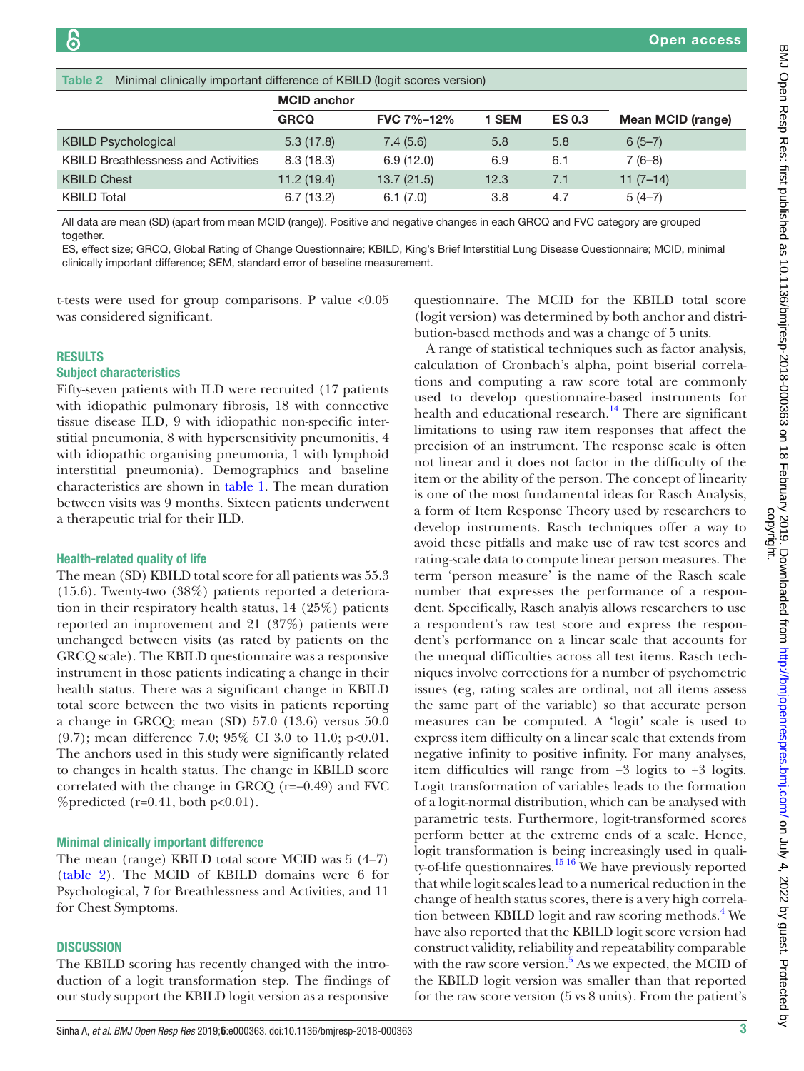**Table 2** Minimal clinically important difference of KBILD (logit scores version)

| | MCID anchor | | | | |
|---|---|---|---|---|---|
| | GRCQ | FVC 7%–12% | 1 SEM | ES 0.3 | Mean MCID (range) |
| KBILD Psychological | 5.3 (17.8) | 7.4 (5.6) | 5.8 | 5.8 | 6 (5–7) |
| KBILD Breathlessness and Activities | 8.3 (18.3) | 6.9 (12.0) | 6.9 | 6.1 | 7 (6–8) |
| KBILD Chest | 11.2 (19.4) | 13.7 (21.5) | 12.3 | 7.1 | 11 (7–14) |
| KBILD Total | 6.7 (13.2) | 6.1 (7.0) | 3.8 | 4.7 | 5 (4–7) |

All data are mean (SD) (apart from mean MCID (range)). Positive and negative changes in each GRCQ and FVC category are grouped together.

ES, effect size; GRCQ, Global Rating of Change Questionnaire; KBILD, King's Brief Interstitial Lung Disease Questionnaire; MCID, minimal clinically important difference; SEM, standard error of baseline measurement.

t-tests were used for group comparisons. P value <0.05 was considered significant.

## RESULTS

### Subject characteristics

Fifty-seven patients with ILD were recruited (17 patients with idiopathic pulmonary fibrosis, 18 with connective tissue disease ILD, 9 with idiopathic non-specific interstitial pneumonia, 8 with hypersensitivity pneumonitis, 4 with idiopathic organising pneumonia, 1 with lymphoid interstitial pneumonia). Demographics and baseline characteristics are shown in table 1. The mean duration between visits was 9 months. Sixteen patients underwent a therapeutic trial for their ILD.

### Health-related quality of life

The mean (SD) KBILD total score for all patients was 55.3 (15.6). Twenty-two (38%) patients reported a deterioration in their respiratory health status, 14 (25%) patients reported an improvement and 21 (37%) patients were unchanged between visits (as rated by patients on the GRCQ scale). The KBILD questionnaire was a responsive instrument in those patients indicating a change in their health status. There was a significant change in KBILD total score between the two visits in patients reporting a change in GRCQ; mean (SD) 57.0 (13.6) versus 50.0 (9.7); mean difference 7.0; 95% CI 3.0 to 11.0; p<0.01. The anchors used in this study were significantly related to changes in health status. The change in KBILD score correlated with the change in GRCQ (r=−0.49) and FVC %predicted (r=0.41, both p<0.01).

### Minimal clinically important difference

The mean (range) KBILD total score MCID was 5 (4–7) (table 2). The MCID of KBILD domains were 6 for Psychological, 7 for Breathlessness and Activities, and 11 for Chest Symptoms.

## DISCUSSION

The KBILD scoring has recently changed with the introduction of a logit transformation step. The findings of our study support the KBILD logit version as a responsive questionnaire. The MCID for the KBILD total score (logit version) was determined by both anchor and distribution-based methods and was a change of 5 units.

A range of statistical techniques such as factor analysis, calculation of Cronbach's alpha, point biserial correlations and computing a raw score total are commonly used to develop questionnaire-based instruments for health and educational research.[14] There are significant limitations to using raw item responses that affect the precision of an instrument. The response scale is often not linear and it does not factor in the difficulty of the item or the ability of the person. The concept of linearity is one of the most fundamental ideas for Rasch Analysis, a form of Item Response Theory used by researchers to develop instruments. Rasch techniques offer a way to avoid these pitfalls and make use of raw test scores and rating-scale data to compute linear person measures. The term 'person measure' is the name of the Rasch scale number that expresses the performance of a respondent. Specifically, Rasch analyis allows researchers to use a respondent's raw test score and express the respondent's performance on a linear scale that accounts for the unequal difficulties across all test items. Rasch techniques involve corrections for a number of psychometric issues (eg, rating scales are ordinal, not all items assess the same part of the variable) so that accurate person measures can be computed. A 'logit' scale is used to express item difficulty on a linear scale that extends from negative infinity to positive infinity. For many analyses, item difficulties will range from −3 logits to +3 logits. Logit transformation of variables leads to the formation of a logit-normal distribution, which can be analysed with parametric tests. Furthermore, logit-transformed scores perform better at the extreme ends of a scale. Hence, logit transformation is being increasingly used in quality-of-life questionnaires.[15,16] We have previously reported that while logit scales lead to a numerical reduction in the change of health status scores, there is a very high correlation between KBILD logit and raw scoring methods.[4] We have also reported that the KBILD logit score version had construct validity, reliability and repeatability comparable with the raw score version.[5] As we expected, the MCID of the KBILD logit version was smaller than that reported for the raw score version (5 vs 8 units). From the patient's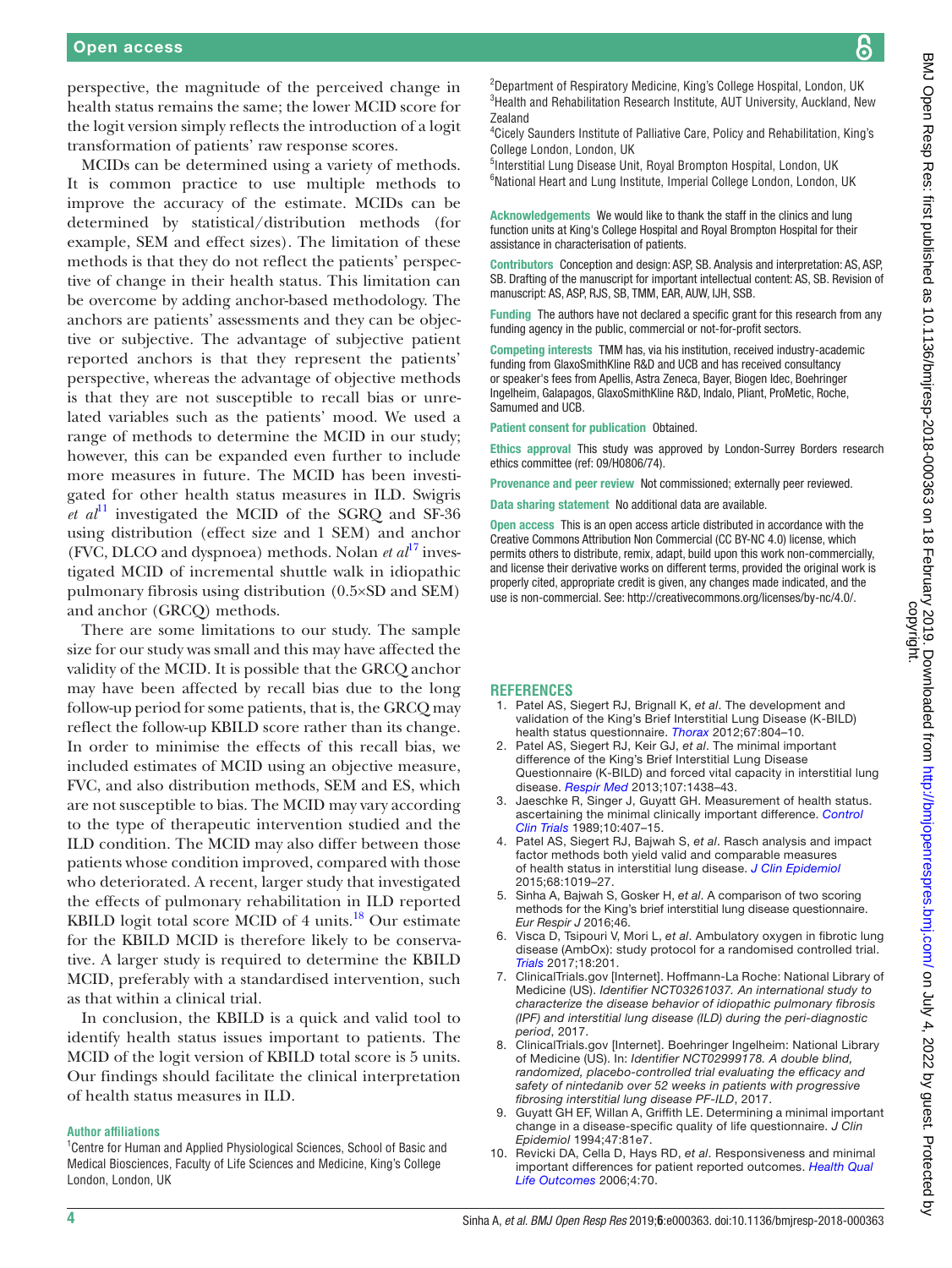perspective, the magnitude of the perceived change in health status remains the same; the lower MCID score for the logit version simply reflects the introduction of a logit transformation of patients' raw response scores.

MCIDs can be determined using a variety of methods. It is common practice to use multiple methods to improve the accuracy of the estimate. MCIDs can be determined by statistical/distribution methods (for example, SEM and effect sizes). The limitation of these methods is that they do not reflect the patients' perspective of change in their health status. This limitation can be overcome by adding anchor-based methodology. The anchors are patients' assessments and they can be objective or subjective. The advantage of subjective patient reported anchors is that they represent the patients' perspective, whereas the advantage of objective methods is that they are not susceptible to recall bias or unrelated variables such as the patients' mood. We used a range of methods to determine the MCID in our study; however, this can be expanded even further to include more measures in future. The MCID has been investigated for other health status measures in ILD. Swigris *et al*[11] investigated the MCID of the SGRQ and SF-36 using distribution (effect size and 1 SEM) and anchor (FVC, DLCO and dyspnoea) methods. Nolan *et al*[17] investigated MCID of incremental shuttle walk in idiopathic pulmonary fibrosis using distribution (0.5×SD and SEM) and anchor (GRCQ) methods.

There are some limitations to our study. The sample size for our study was small and this may have affected the validity of the MCID. It is possible that the GRCQ anchor may have been affected by recall bias due to the long follow-up period for some patients, that is, the GRCQ may reflect the follow-up KBILD score rather than its change. In order to minimise the effects of this recall bias, we included estimates of MCID using an objective measure, FVC, and also distribution methods, SEM and ES, which are not susceptible to bias. The MCID may vary according to the type of therapeutic intervention studied and the ILD condition. The MCID may also differ between those patients whose condition improved, compared with those who deteriorated. A recent, larger study that investigated the effects of pulmonary rehabilitation in ILD reported KBILD logit total score MCID of 4 units.[18] Our estimate for the KBILD MCID is therefore likely to be conservative. A larger study is required to determine the KBILD MCID, preferably with a standardised intervention, such as that within a clinical trial.

In conclusion, the KBILD is a quick and valid tool to identify health status issues important to patients. The MCID of the logit version of KBILD total score is 5 units. Our findings should facilitate the clinical interpretation of health status measures in ILD.

**Author affiliations**

[1]Centre for Human and Applied Physiological Sciences, School of Basic and Medical Biosciences, Faculty of Life Sciences and Medicine, King's College London, London, UK
[2]Department of Respiratory Medicine, King's College Hospital, London, UK
[3]Health and Rehabilitation Research Institute, AUT University, Auckland, New Zealand
[4]Cicely Saunders Institute of Palliative Care, Policy and Rehabilitation, King's College London, London, UK
[5]Interstitial Lung Disease Unit, Royal Brompton Hospital, London, UK
[6]National Heart and Lung Institute, Imperial College London, London, UK

**Acknowledgements** We would like to thank the staff in the clinics and lung function units at King's College Hospital and Royal Brompton Hospital for their assistance in characterisation of patients.

**Contributors** Conception and design: ASP, SB. Analysis and interpretation: AS, ASP, SB. Drafting of the manuscript for important intellectual content: AS, SB. Revision of manuscript: AS, ASP, RJS, SB, TMM, EAR, AUW, IJH, SSB.

**Funding** The authors have not declared a specific grant for this research from any funding agency in the public, commercial or not-for-profit sectors.

**Competing interests** TMM has, via his institution, received industry-academic funding from GlaxoSmithKline R&D and UCB and has received consultancy or speaker's fees from Apellis, Astra Zeneca, Bayer, Biogen Idec, Boehringer Ingelheim, Galapagos, GlaxoSmithKline R&D, Indalo, Pliant, ProMetic, Roche, Samumed and UCB.

**Patient consent for publication** Obtained.

**Ethics approval** This study was approved by London-Surrey Borders research ethics committee (ref: 09/H0806/74).

**Provenance and peer review** Not commissioned; externally peer reviewed.

**Data sharing statement** No additional data are available.

**Open access** This is an open access article distributed in accordance with the Creative Commons Attribution Non Commercial (CC BY-NC 4.0) license, which permits others to distribute, remix, adapt, build upon this work non-commercially, and license their derivative works on different terms, provided the original work is properly cited, appropriate credit is given, any changes made indicated, and the use is non-commercial. See: http://creativecommons.org/licenses/by-nc/4.0/.

## REFERENCES

1. Patel AS, Siegert RJ, Brignall K, *et al*. The development and validation of the King's Brief Interstitial Lung Disease (K-BILD) health status questionnaire. *Thorax* 2012;67:804–10.
2. Patel AS, Siegert RJ, Keir GJ, *et al*. The minimal important difference of the King's Brief Interstitial Lung Disease Questionnaire (K-BILD) and forced vital capacity in interstitial lung disease. *Respir Med* 2013;107:1438–43.
3. Jaeschke R, Singer J, Guyatt GH. Measurement of health status. ascertaining the minimal clinically important difference. *Control Clin Trials* 1989;10:407–15.
4. Patel AS, Siegert RJ, Bajwah S, *et al*. Rasch analysis and impact factor methods both yield valid and comparable measures of health status in interstitial lung disease. *J Clin Epidemiol* 2015;68:1019–27.
5. Sinha A, Bajwah S, Gosker H, *et al*. A comparison of two scoring methods for the King's brief interstitial lung disease questionnaire. *Eur Respir J* 2016;46.
6. Visca D, Tsipouri V, Mori L, *et al*. Ambulatory oxygen in fibrotic lung disease (AmbOx): study protocol for a randomised controlled trial. *Trials* 2017;18:201.
7. ClinicalTrials.gov [Internet]. Hoffmann-La Roche: National Library of Medicine (US). *Identifier NCT03261037. An international study to characterize the disease behavior of idiopathic pulmonary fibrosis (IPF) and interstitial lung disease (ILD) during the peri-diagnostic period*, 2017.
8. ClinicalTrials.gov [Internet]. Boehringer Ingelheim: National Library of Medicine (US). In: *Identifier NCT02999178. A double blind, randomized, placebo-controlled trial evaluating the efficacy and safety of nintedanib over 52 weeks in patients with progressive fibrosing interstitial lung disease PF-ILD*, 2017.
9. Guyatt GH EF, Willan A, Griffith LE. Determining a minimal important change in a disease-specific quality of life questionnaire. *J Clin Epidemiol* 1994;47:81e7.
10. Revicki DA, Cella D, Hays RD, *et al*. Responsiveness and minimal important differences for patient reported outcomes. *Health Qual Life Outcomes* 2006;4:70.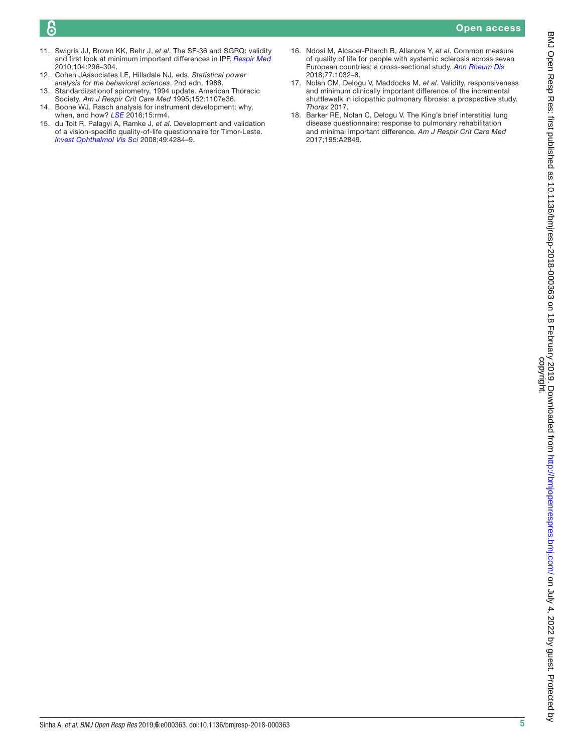11. Swigris JJ, Brown KK, Behr J, *et al*. The SF-36 and SGRQ: validity and first look at minimum important differences in IPF. *Respir Med* 2010;104:296–304.
12. Cohen JAssociates LE, Hillsdale NJ, eds. *Statistical power analysis for the behavioral sciences*. 2nd edn, 1988.
13. Standardizationof spirometry, 1994 update. American Thoracic Society. *Am J Respir Crit Care Med* 1995;152:1107e36.
14. Boone WJ. Rasch analysis for instrument development: why, when, and how? *LSE* 2016;15:rm4.
15. du Toit R, Palagyi A, Ramke J, *et al*. Development and validation of a vision-specific quality-of-life questionnaire for Timor-Leste. *Invest Ophthalmol Vis Sci* 2008;49:4284–9.
16. Ndosi M, Alcacer-Pitarch B, Allanore Y, *et al*. Common measure of quality of life for people with systemic sclerosis across seven European countries: a cross-sectional study. *Ann Rheum Dis* 2018;77:1032–8.
17. Nolan CM, Delogu V, Maddocks M, *et al*. Validity, responsiveness and minimum clinically important difference of the incremental shuttlewalk in idiopathic pulmonary fibrosis: a prospective study. *Thorax* 2017.
18. Barker RE, Nolan C, Delogu V. The King's brief interstitial lung disease questionnaire: response to pulmonary rehabilitation and minimal important difference. *Am J Respir Crit Care Med* 2017;195:A2849.